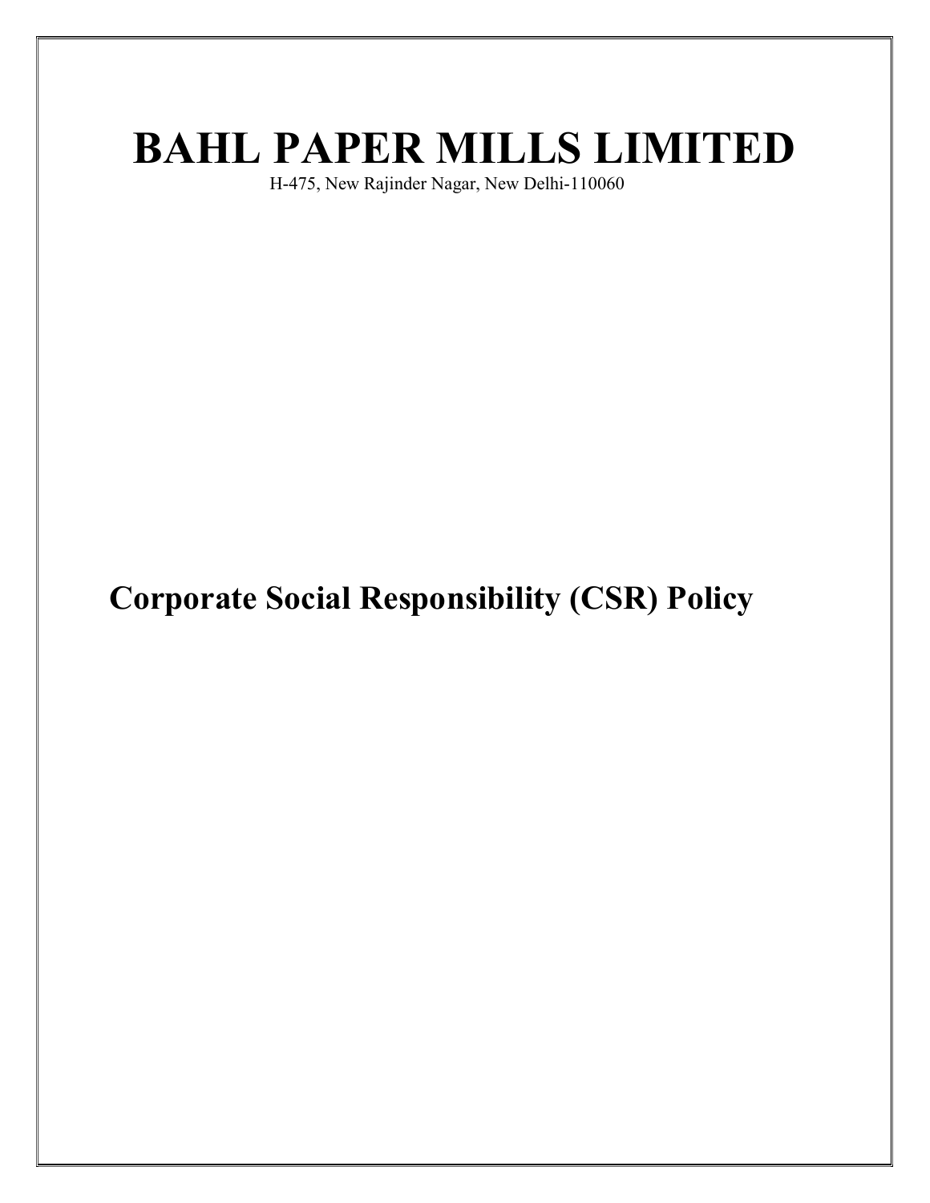# BAHL PAPER MILLS LIMITED

H-475, New Rajinder Nagar, New Delhi-110060

## Corporate Social Responsibility (CSR) Policy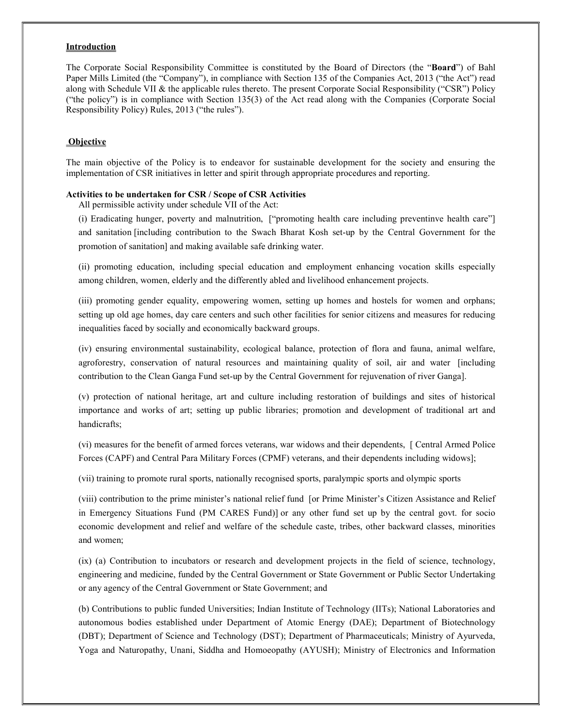## Introduction

The Corporate Social Responsibility Committee is constituted by the Board of Directors (the "**Board**") of Bahl Paper Mills Limited (the "Company"), in compliance with Section 135 of the Companies Act, 2013 ("the Act") read along with Schedule VII & the applicable rules thereto. The present Corporate Social Responsibility ("CSR") Policy ("the policy") is in compliance with Section 135(3) of the Act read along with the Companies (Corporate Social Responsibility Policy) Rules, 2013 ("the rules").

## Objective

The main objective of the Policy is to endeavor for sustainable development for the society and ensuring the implementation of CSR initiatives in letter and spirit through appropriate procedures and reporting.

**Activities to be undertaken for CSR / Scope of CSR Activities**

All permissible activity under schedule VII of the Act:

(i) Eradicating hunger, poverty and malnutrition, ["promoting health care including preventinve health care"] and sanitation [including contribution to the Swach Bharat Kosh set-up by the Central Government for the promotion of sanitation] and making available safe drinking water.

(ii) promoting education, including special education and employment enhancing vocation skills especially among children, women, elderly and the differently abled and livelihood enhancement projects.

(iii) promoting gender equality, empowering women, setting up homes and hostels for women and orphans; setting up old age homes, day care centers and such other facilities for senior citizens and measures for reducing inequalities faced by socially and economically backward groups.

(iv) ensuring environmental sustainability, ecological balance, protection of flora and fauna, animal welfare, agroforestry, conservation of natural resources and maintaining quality of soil, air and water [including contribution to the Clean Ganga Fund set-up by the Central Government for rejuvenation of river Ganga].

(v) protection of national heritage, art and culture including restoration of buildings and sites of historical importance and works of art; setting up public libraries; promotion and development of traditional art and handicrafts;

(vi) measures for the benefit of armed forces veterans, war widows and their dependents, [ Central Armed Police Forces (CAPF) and Central Para Military Forces (CPMF) veterans, and their dependents including widows];

(vii) training to promote rural sports, nationally recognised sports, paralympic sports and olympic sports

(viii) contribution to the prime minister's national relief fund [or Prime Minister's Citizen Assistance and Relief in Emergency Situations Fund (PM CARES Fund)] or any other fund set up by the central govt. for socio economic development and relief and welfare of the schedule caste, tribes, other backward classes, minorities and women;

(ix) (a) Contribution to incubators or research and development projects in the field of science, technology, engineering and medicine, funded by the Central Government or State Government or Public Sector Undertaking or any agency of the Central Government or State Government; and

(b) Contributions to public funded Universities; Indian Institute of Technology (IITs); National Laboratories and autonomous bodies established under Department of Atomic Energy (DAE); Department of Biotechnology (DBT); Department of Science and Technology (DST); Department of Pharmaceuticals; Ministry of Ayurveda, Yoga and Naturopathy, Unani, Siddha and Homoeopathy (AYUSH); Ministry of Electronics and Information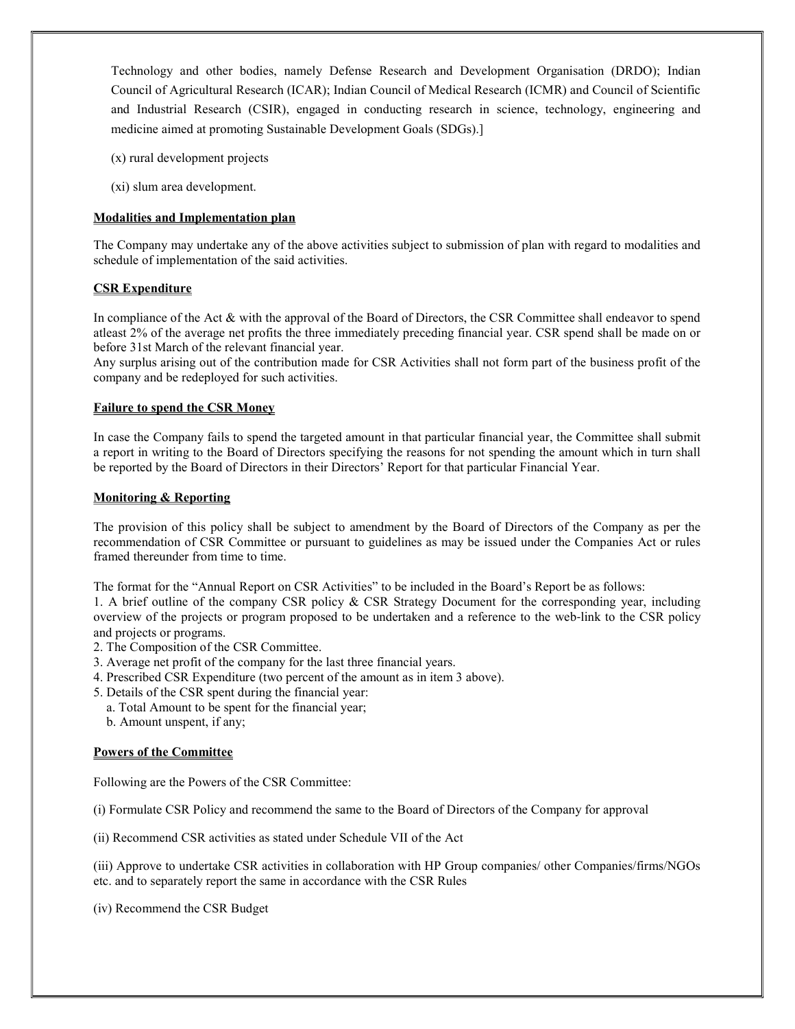Technology and other bodies, namely Defense Research and Development Organisation (DRDO); Indian Council of Agricultural Research (ICAR); Indian Council of Medical Research (ICMR) and Council of Scientific and Industrial Research (CSIR), engaged in conducting research in science, technology, engineering and medicine aimed at promoting Sustainable Development Goals (SDGs).]

(x) rural development projects

(xi) slum area development.

**Modalities and Implementation plan**

The Company may undertake any of the above activities subject to submission of plan with regard to modalities and schedule of implementation of the said activities.

**CSR Expenditure**

In compliance of the Act & with the approval of the Board of Directors, the CSR Committee shall endeavor to spend atleast 2% of the average net profits the three immediately preceding financial year. CSR spend shall be made on or before 31st March of the relevant financial year.
Any surplus arising out of the contribution made for CSR Activities shall not form part of the business profit of the company and be redeployed for such activities.

**Failure to spend the CSR Money**

In case the Company fails to spend the targeted amount in that particular financial year, the Committee shall submit a report in writing to the Board of Directors specifying the reasons for not spending the amount which in turn shall be reported by the Board of Directors in their Directors' Report for that particular Financial Year.

**Monitoring & Reporting**

The provision of this policy shall be subject to amendment by the Board of Directors of the Company as per the recommendation of CSR Committee or pursuant to guidelines as may be issued under the Companies Act or rules framed thereunder from time to time.

The format for the "Annual Report on CSR Activities" to be included in the Board's Report be as follows:
1. A brief outline of the company CSR policy & CSR Strategy Document for the corresponding year, including overview of the projects or program proposed to be undertaken and a reference to the web-link to the CSR policy and projects or programs.
2. The Composition of the CSR Committee.
3. Average net profit of the company for the last three financial years.
4. Prescribed CSR Expenditure (two percent of the amount as in item 3 above).
5. Details of the CSR spent during the financial year:
   a. Total Amount to be spent for the financial year;
   b. Amount unspent, if any;

**Powers of the Committee**

Following are the Powers of the CSR Committee:

(i) Formulate CSR Policy and recommend the same to the Board of Directors of the Company for approval

(ii) Recommend CSR activities as stated under Schedule VII of the Act

(iii) Approve to undertake CSR activities in collaboration with HP Group companies/ other Companies/firms/NGOs etc. and to separately report the same in accordance with the CSR Rules

(iv) Recommend the CSR Budget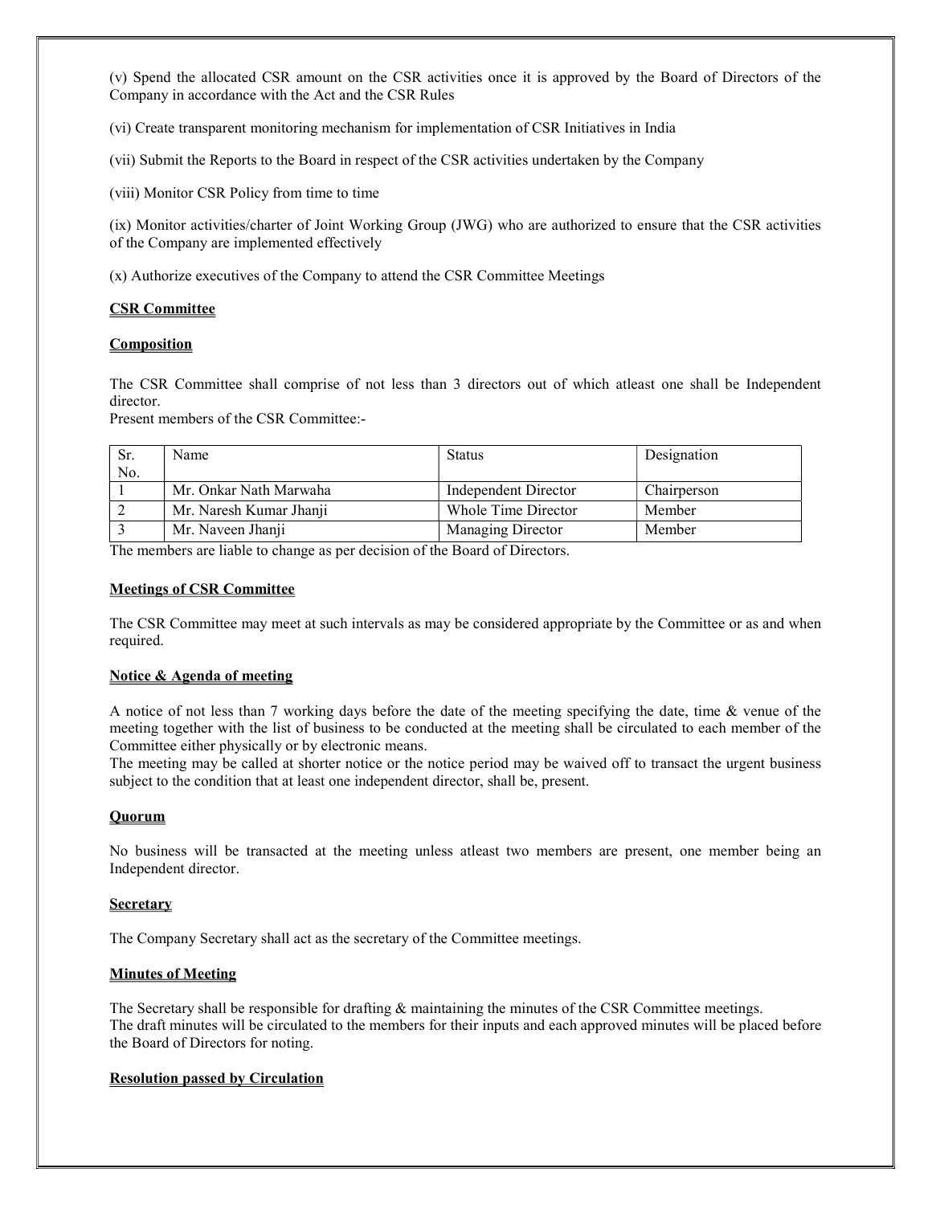(v) Spend the allocated CSR amount on the CSR activities once it is approved by the Board of Directors of the Company in accordance with the Act and the CSR Rules

(vi) Create transparent monitoring mechanism for implementation of CSR Initiatives in India

(vii) Submit the Reports to the Board in respect of the CSR activities undertaken by the Company

(viii) Monitor CSR Policy from time to time

(ix) Monitor activities/charter of Joint Working Group (JWG) who are authorized to ensure that the CSR activities of the Company are implemented effectively

(x) Authorize executives of the Company to attend the CSR Committee Meetings

**CSR Committee**

**Composition**

The CSR Committee shall comprise of not less than 3 directors out of which atleast one shall be Independent director.

Present members of the CSR Committee:-

| Sr. No. | Name | Status | Designation |
|---|---|---|---|
| 1 | Mr. Onkar Nath Marwaha | Independent Director | Chairperson |
| 2 | Mr. Naresh Kumar Jhanji | Whole Time Director | Member |
| 3 | Mr. Naveen Jhanji | Managing Director | Member |

The members are liable to change as per decision of the Board of Directors.

**Meetings of CSR Committee**

The CSR Committee may meet at such intervals as may be considered appropriate by the Committee or as and when required.

**Notice & Agenda of meeting**

A notice of not less than 7 working days before the date of the meeting specifying the date, time & venue of the meeting together with the list of business to be conducted at the meeting shall be circulated to each member of the Committee either physically or by electronic means.

The meeting may be called at shorter notice or the notice period may be waived off to transact the urgent business subject to the condition that at least one independent director, shall be, present.

**Quorum**

No business will be transacted at the meeting unless atleast two members are present, one member being an Independent director.

**Secretary**

The Company Secretary shall act as the secretary of the Committee meetings.

**Minutes of Meeting**

The Secretary shall be responsible for drafting & maintaining the minutes of the CSR Committee meetings.

The draft minutes will be circulated to the members for their inputs and each approved minutes will be placed before the Board of Directors for noting.

**Resolution passed by Circulation**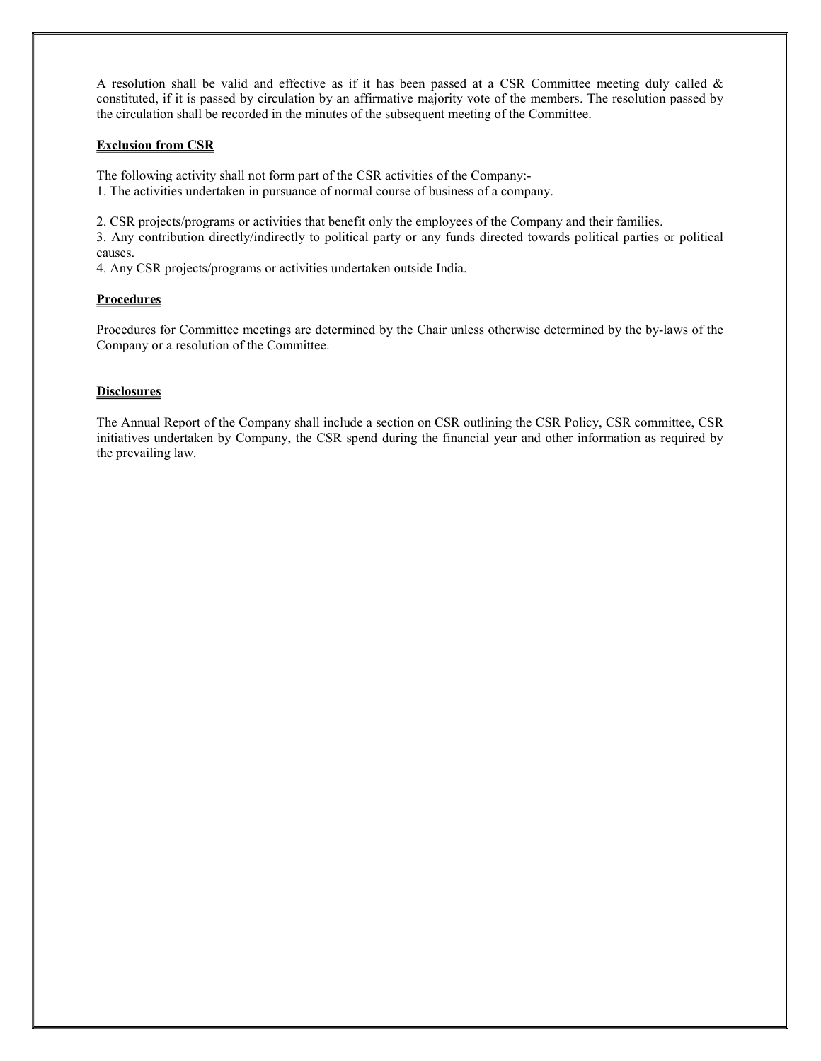A resolution shall be valid and effective as if it has been passed at a CSR Committee meeting duly called & constituted, if it is passed by circulation by an affirmative majority vote of the members. The resolution passed by the circulation shall be recorded in the minutes of the subsequent meeting of the Committee.

## Exclusion from CSR

The following activity shall not form part of the CSR activities of the Company:-

1. The activities undertaken in pursuance of normal course of business of a company.

2. CSR projects/programs or activities that benefit only the employees of the Company and their families.
3. Any contribution directly/indirectly to political party or any funds directed towards political parties or political causes.
4. Any CSR projects/programs or activities undertaken outside India.

## Procedures

Procedures for Committee meetings are determined by the Chair unless otherwise determined by the by-laws of the Company or a resolution of the Committee.

## Disclosures

The Annual Report of the Company shall include a section on CSR outlining the CSR Policy, CSR committee, CSR initiatives undertaken by Company, the CSR spend during the financial year and other information as required by the prevailing law.